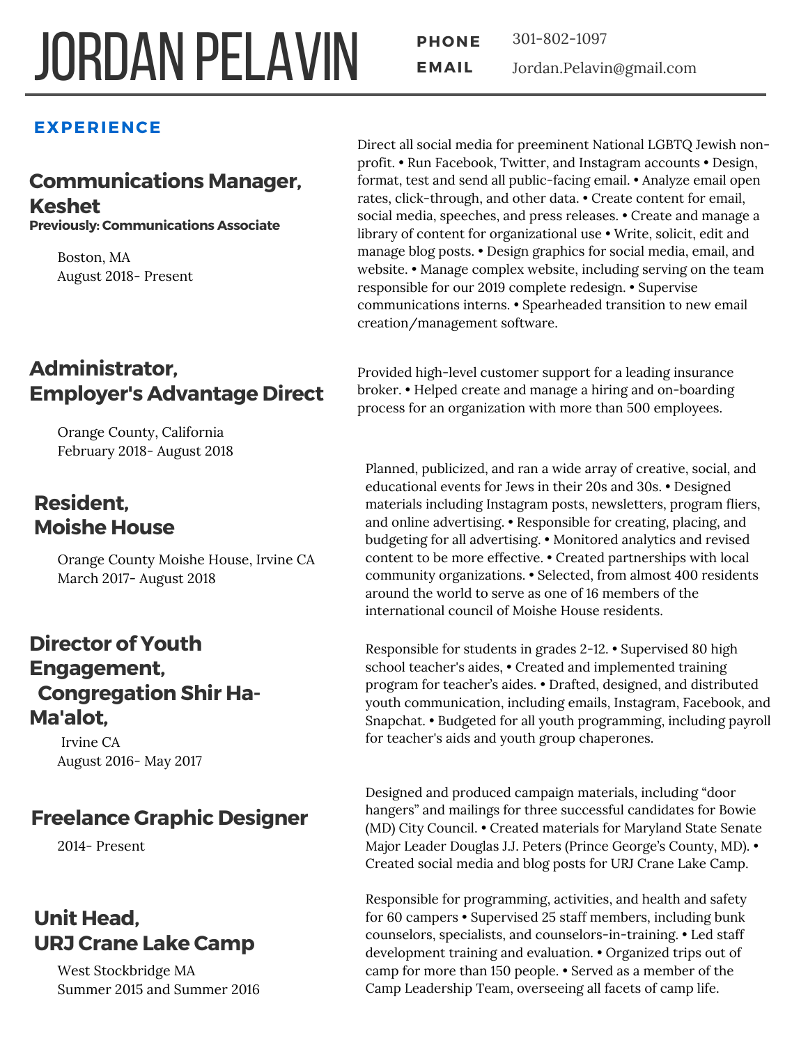# JORDAN PELAVIN

**PHONE** 301-802-1097
**EMAIL** Jordan.Pelavin@gmail.com

## EXPERIENCE

### Communications Manager, Keshet

**Previously: Communications Associate**

Boston, MA
August 2018- Present

Direct all social media for preeminent National LGBTQ Jewish non-profit. • Run Facebook, Twitter, and Instagram accounts • Design, format, test and send all public-facing email. • Analyze email open rates, click-through, and other data. • Create content for email, social media, speeches, and press releases. • Create and manage a library of content for organizational use • Write, solicit, edit and manage blog posts. • Design graphics for social media, email, and website. • Manage complex website, including serving on the team responsible for our 2019 complete redesign. • Supervise communications interns. • Spearheaded transition to new email creation/management software.

### Administrator, Employer's Advantage Direct

Orange County, California
February 2018- August 2018

Provided high-level customer support for a leading insurance broker. • Helped create and manage a hiring and on-boarding process for an organization with more than 500 employees.

### Resident, Moishe House

Orange County Moishe House, Irvine CA
March 2017- August 2018

Planned, publicized, and ran a wide array of creative, social, and educational events for Jews in their 20s and 30s. • Designed materials including Instagram posts, newsletters, program fliers, and online advertising. • Responsible for creating, placing, and budgeting for all advertising. • Monitored analytics and revised content to be more effective. • Created partnerships with local community organizations. • Selected, from almost 400 residents around the world to serve as one of 16 members of the international council of Moishe House residents.

### Director of Youth Engagement, Congregation Shir Ha-Ma'alot,

Irvine CA
August 2016- May 2017

Responsible for students in grades 2-12. • Supervised 80 high school teacher's aides, • Created and implemented training program for teacher's aides. • Drafted, designed, and distributed youth communication, including emails, Instagram, Facebook, and Snapchat. • Budgeted for all youth programming, including payroll for teacher's aids and youth group chaperones.

### Freelance Graphic Designer

2014- Present

Designed and produced campaign materials, including "door hangers" and mailings for three successful candidates for Bowie (MD) City Council. • Created materials for Maryland State Senate Major Leader Douglas J.J. Peters (Prince George's County, MD). • Created social media and blog posts for URJ Crane Lake Camp.

### Unit Head, URJ Crane Lake Camp

West Stockbridge MA
Summer 2015 and Summer 2016

Responsible for programming, activities, and health and safety for 60 campers • Supervised 25 staff members, including bunk counselors, specialists, and counselors-in-training. • Led staff development training and evaluation. • Organized trips out of camp for more than 150 people. • Served as a member of the Camp Leadership Team, overseeing all facets of camp life.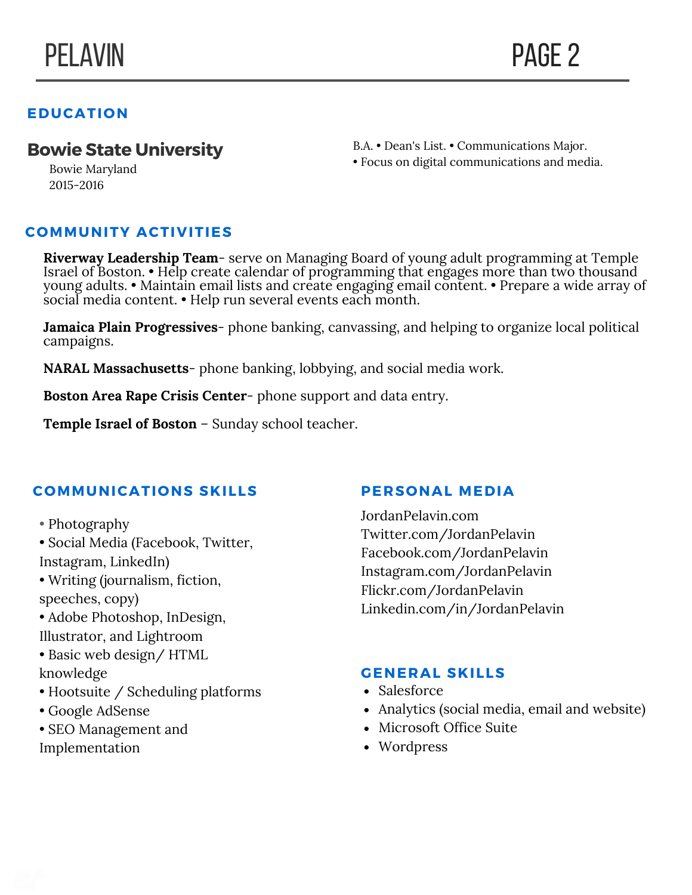## EDUCATION

### Bowie State University

Bowie Maryland
2015-2016

B.A. • Dean's List. • Communications Major.
• Focus on digital communications and media.

## COMMUNITY ACTIVITIES

**Riverway Leadership Team**- serve on Managing Board of young adult programming at Temple Israel of Boston. • Help create calendar of programming that engages more than two thousand young adults. • Maintain email lists and create engaging email content. • Prepare a wide array of social media content. • Help run several events each month.

**Jamaica Plain Progressives**- phone banking, canvassing, and helping to organize local political campaigns.

**NARAL Massachusetts**- phone banking, lobbying, and social media work.

**Boston Area Rape Crisis Center**- phone support and data entry.

**Temple Israel of Boston** – Sunday school teacher.

## COMMUNICATIONS SKILLS

• Photography
• Social Media (Facebook, Twitter, Instagram, LinkedIn)
• Writing (journalism, fiction, speeches, copy)
• Adobe Photoshop, InDesign, Illustrator, and Lightroom
• Basic web design/ HTML knowledge
• Hootsuite / Scheduling platforms
• Google AdSense
• SEO Management and Implementation

## PERSONAL MEDIA

JordanPelavin.com
Twitter.com/JordanPelavin
Facebook.com/JordanPelavin
Instagram.com/JordanPelavin
Flickr.com/JordanPelavin
Linkedin.com/in/JordanPelavin

## GENERAL SKILLS

- Salesforce
- Analytics (social media, email and website)
- Microsoft Office Suite
- Wordpress